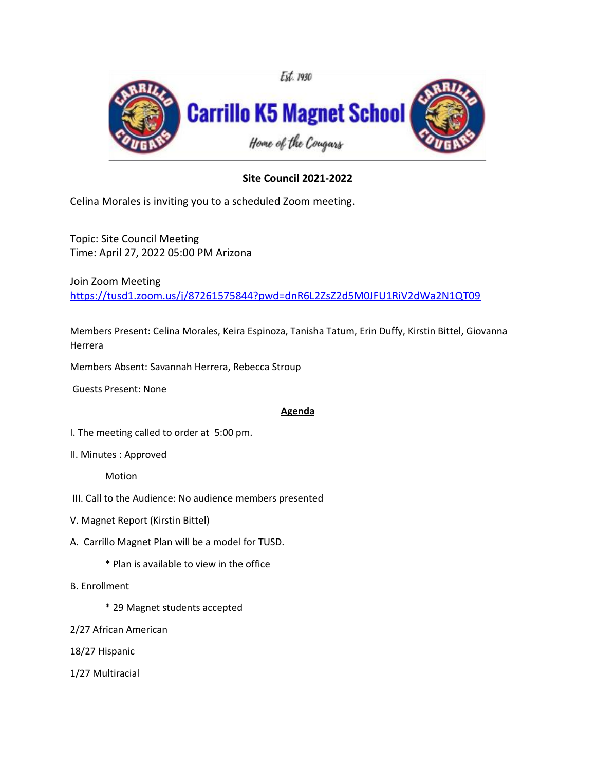Est. 1930

# Carrillo K5 Magnet School

*Home of the Cougars*

**Site Council 2021-2022**

Celina Morales is inviting you to a scheduled Zoom meeting.

Topic: Site Council Meeting
Time: April 27, 2022 05:00 PM Arizona

Join Zoom Meeting
https://tusd1.zoom.us/j/87261575844?pwd=dnR6L2ZsZ2d5M0JFU1RiV2dWa2N1QT09

Members Present: Celina Morales, Keira Espinoza, Tanisha Tatum, Erin Duffy, Kirstin Bittel, Giovanna Herrera

Members Absent: Savannah Herrera, Rebecca Stroup

Guests Present: None

**<u>Agenda</u>**

I. The meeting called to order at 5:00 pm.

II. Minutes : Approved

Motion

III. Call to the Audience: No audience members presented

V. Magnet Report (Kirstin Bittel)

A. Carrillo Magnet Plan will be a model for TUSD.

* Plan is available to view in the office

B. Enrollment

* 29 Magnet students accepted

2/27 African American

18/27 Hispanic

1/27 Multiracial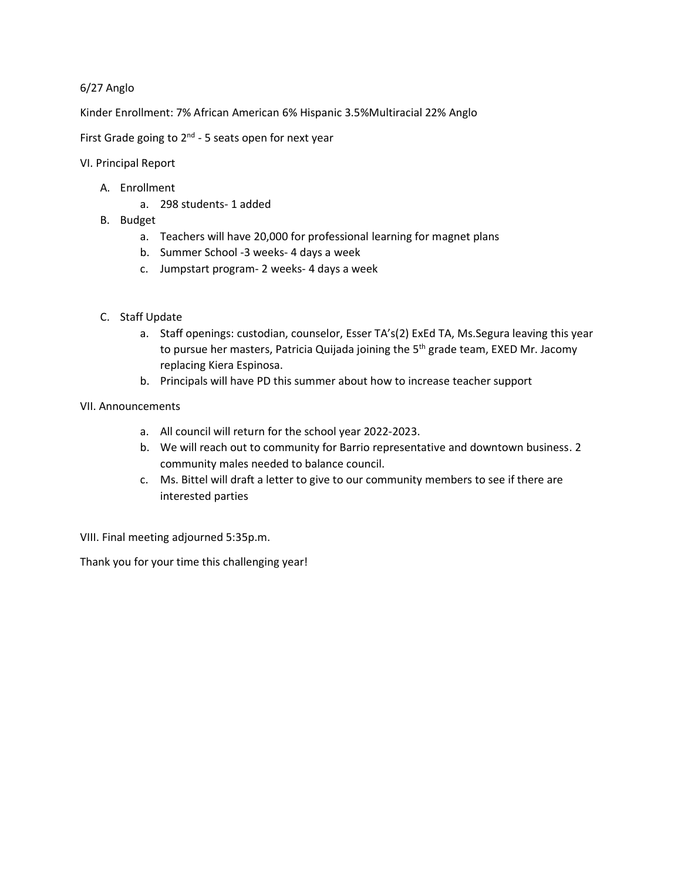6/27 Anglo

Kinder Enrollment: 7% African American 6% Hispanic 3.5%Multiracial 22% Anglo

First Grade going to 2nd - 5 seats open for next year

VI. Principal Report

- A. Enrollment
  - a. 298 students- 1 added
- B. Budget
  - a. Teachers will have 20,000 for professional learning for magnet plans
  - b. Summer School -3 weeks- 4 days a week
  - c. Jumpstart program- 2 weeks- 4 days a week
- C. Staff Update
  - a. Staff openings: custodian, counselor, Esser TA's(2) ExEd TA, Ms.Segura leaving this year to pursue her masters, Patricia Quijada joining the 5th grade team, EXED Mr. Jacomy replacing Kiera Espinosa.
  - b. Principals will have PD this summer about how to increase teacher support

VII. Announcements

- a. All council will return for the school year 2022-2023.
- b. We will reach out to community for Barrio representative and downtown business. 2 community males needed to balance council.
- c. Ms. Bittel will draft a letter to give to our community members to see if there are interested parties

VIII. Final meeting adjourned 5:35p.m.

Thank you for your time this challenging year!